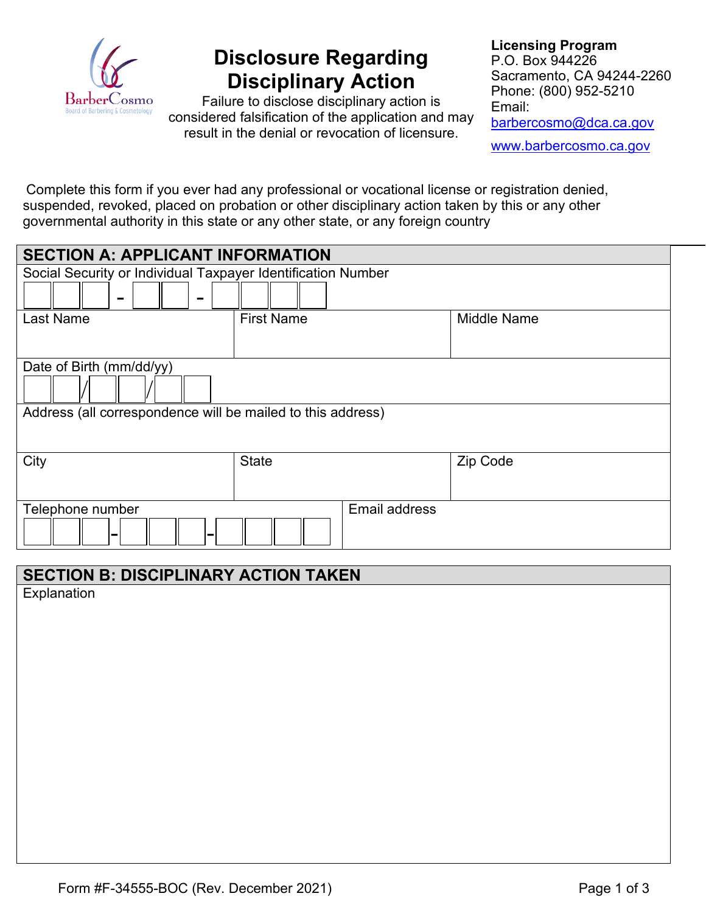# Disclosure Regarding Disciplinary Action

Failure to disclose disciplinary action is considered falsification of the application and may result in the denial or revocation of licensure.

**Licensing Program**
P.O. Box 944226
Sacramento, CA 94244-2260
Phone: (800) 952-5210
Email:
barbercosmo@dca.ca.gov

www.barbercosmo.ca.gov

Complete this form if you ever had any professional or vocational license or registration denied, suspended, revoked, placed on probation or other disciplinary action taken by this or any other governmental authority in this state or any other state, or any foreign country

## SECTION A: APPLICANT INFORMATION

| Social Security or Individual Taxpayer Identification Number | | |
|---|---|---|
| \_\_\_ - \_\_ - \_\_\_\_ | | |
| **Last Name** | **First Name** | **Middle Name** |
| | | |
| **Date of Birth (mm/dd/yy)** | | |
| \_\_ / \_\_ / \_\_ | | |
| **Address (all correspondence will be mailed to this address)** | | |
| | | |
| **City** | **State** | **Zip Code** |
| | | |
| **Telephone number** | **Email address** | |
| \_\_\_ - \_\_\_ - \_\_\_\_ | | |

## SECTION B: DISCIPLINARY ACTION TAKEN

Explanation

Form #F-34555-BOC (Rev. December 2021)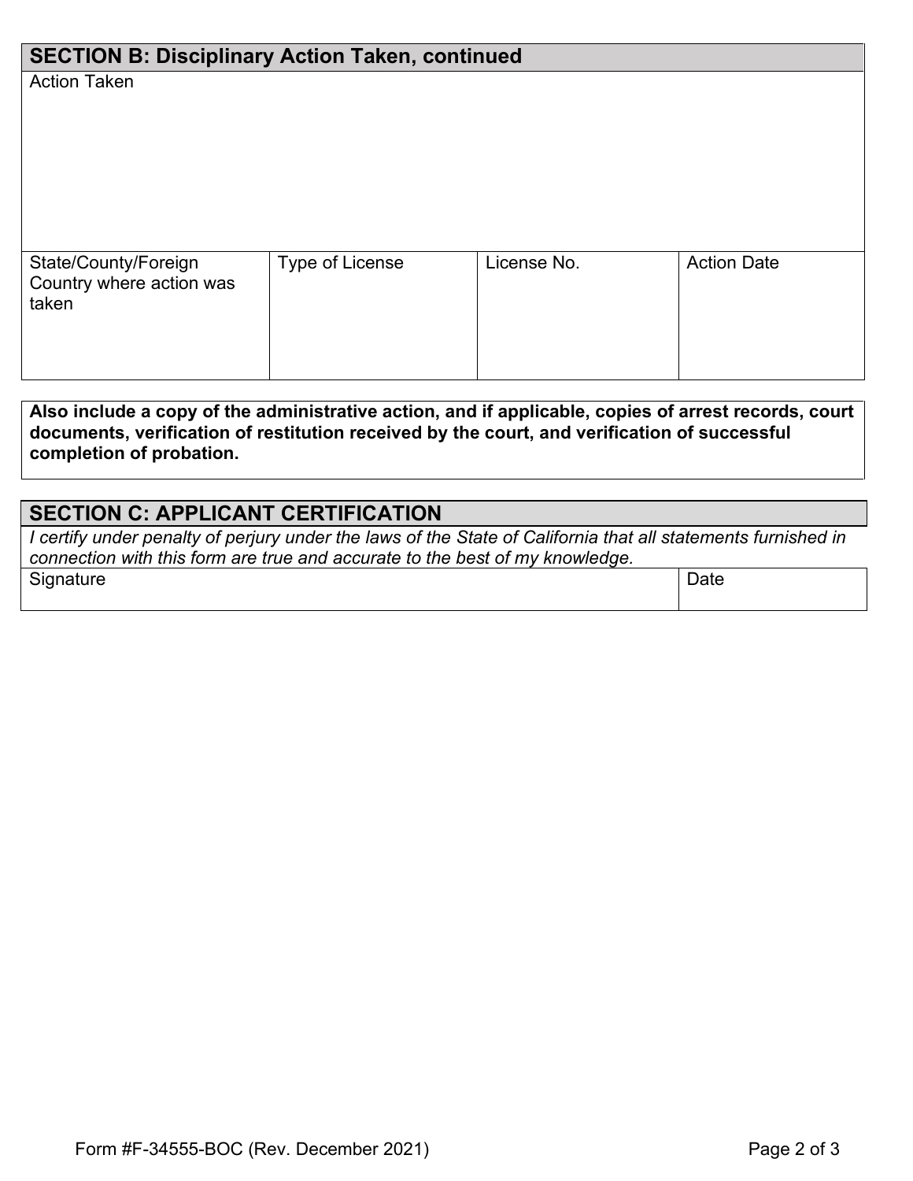## SECTION B: Disciplinary Action Taken, continued

Action Taken

| State/County/Foreign Country where action was taken | Type of License | License No. | Action Date |
|---|---|---|---|
| | | | |

**Also include a copy of the administrative action, and if applicable, copies of arrest records, court documents, verification of restitution received by the court, and verification of successful completion of probation.**

## SECTION C: APPLICANT CERTIFICATION

*I certify under penalty of perjury under the laws of the State of California that all statements furnished in connection with this form are true and accurate to the best of my knowledge.*

| Signature | Date |
|---|---|
| | |

Form #F-34555-BOC (Rev. December 2021)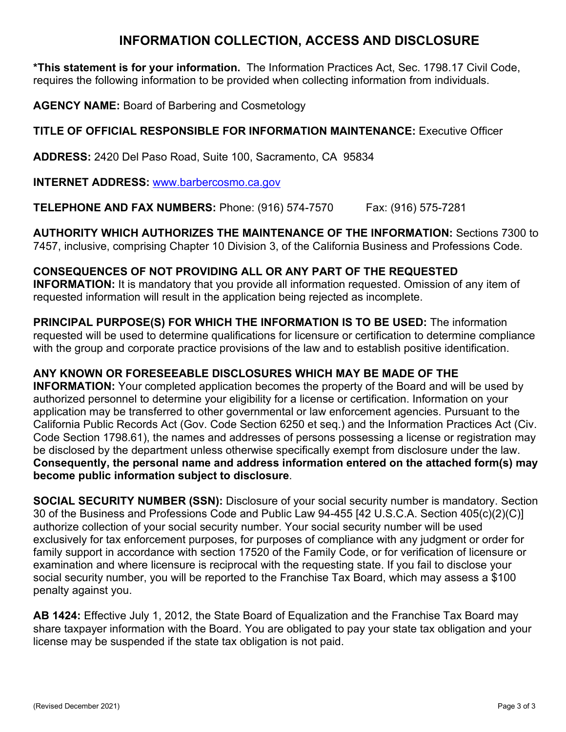# INFORMATION COLLECTION, ACCESS AND DISCLOSURE

***This statement is for your information.** The Information Practices Act, Sec. 1798.17 Civil Code, requires the following information to be provided when collecting information from individuals.

**AGENCY NAME:** Board of Barbering and Cosmetology

**TITLE OF OFFICIAL RESPONSIBLE FOR INFORMATION MAINTENANCE:** Executive Officer

**ADDRESS:** 2420 Del Paso Road, Suite 100, Sacramento, CA 95834

**INTERNET ADDRESS:** [www.barbercosmo.ca.gov](http://www.barbercosmo.ca.gov)

**TELEPHONE AND FAX NUMBERS:** Phone: (916) 574-7570 Fax: (916) 575-7281

**AUTHORITY WHICH AUTHORIZES THE MAINTENANCE OF THE INFORMATION:** Sections 7300 to 7457, inclusive, comprising Chapter 10 Division 3, of the California Business and Professions Code.

**CONSEQUENCES OF NOT PROVIDING ALL OR ANY PART OF THE REQUESTED INFORMATION:** It is mandatory that you provide all information requested. Omission of any item of requested information will result in the application being rejected as incomplete.

**PRINCIPAL PURPOSE(S) FOR WHICH THE INFORMATION IS TO BE USED:** The information requested will be used to determine qualifications for licensure or certification to determine compliance with the group and corporate practice provisions of the law and to establish positive identification.

**ANY KNOWN OR FORESEEABLE DISCLOSURES WHICH MAY BE MADE OF THE INFORMATION:** Your completed application becomes the property of the Board and will be used by authorized personnel to determine your eligibility for a license or certification. Information on your application may be transferred to other governmental or law enforcement agencies. Pursuant to the California Public Records Act (Gov. Code Section 6250 et seq.) and the Information Practices Act (Civ. Code Section 1798.61), the names and addresses of persons possessing a license or registration may be disclosed by the department unless otherwise specifically exempt from disclosure under the law. **Consequently, the personal name and address information entered on the attached form(s) may become public information subject to disclosure**.

**SOCIAL SECURITY NUMBER (SSN):** Disclosure of your social security number is mandatory. Section 30 of the Business and Professions Code and Public Law 94-455 [42 U.S.C.A. Section 405(c)(2)(C)] authorize collection of your social security number. Your social security number will be used exclusively for tax enforcement purposes, for purposes of compliance with any judgment or order for family support in accordance with section 17520 of the Family Code, or for verification of licensure or examination and where licensure is reciprocal with the requesting state. If you fail to disclose your social security number, you will be reported to the Franchise Tax Board, which may assess a $100 penalty against you.

**AB 1424:** Effective July 1, 2012, the State Board of Equalization and the Franchise Tax Board may share taxpayer information with the Board. You are obligated to pay your state tax obligation and your license may be suspended if the state tax obligation is not paid.

(Revised December 2021)